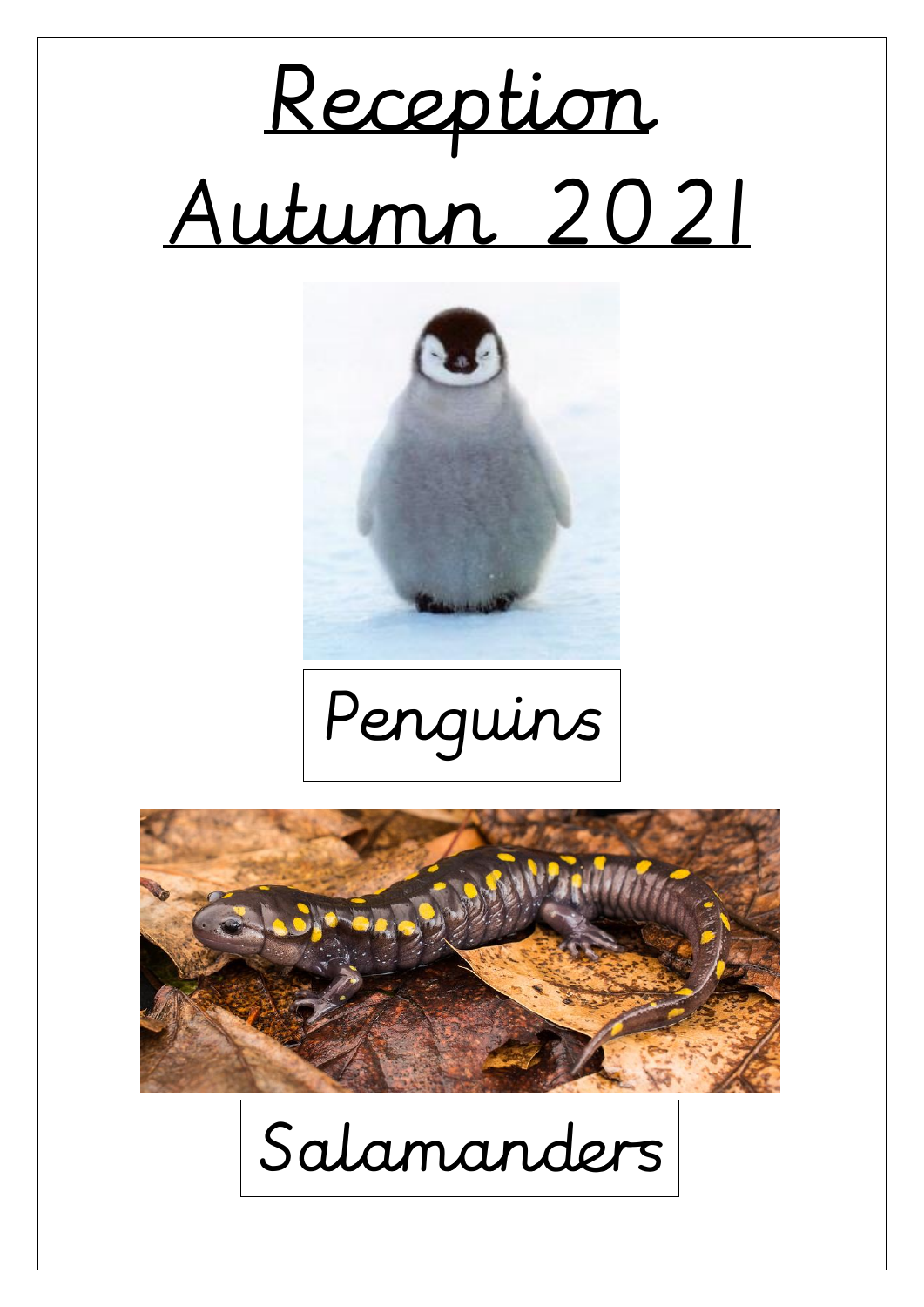# Reception

# Autumn 2021

Penguins

Salamanders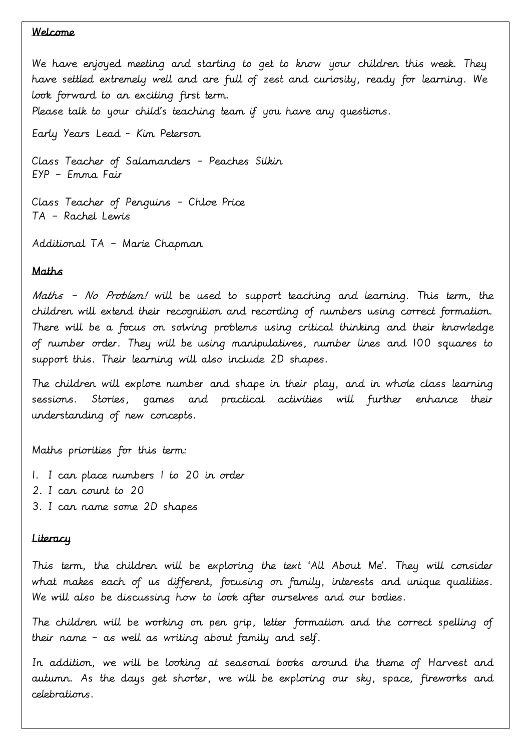## Welcome

We have enjoyed meeting and starting to get to know your children this week. They have settled extremely well and are full of zest and curiosity, ready for learning. We look forward to an exciting first term.
Please talk to your child's teaching team if you have any questions.

Early Years Lead - Kim Peterson

Class Teacher of Salamanders – Peaches Silkin
EYP – Emma Fair

Class Teacher of Penguins – Chloe Price
TA – Rachel Lewis

Additional TA – Marie Chapman

## Maths

*Maths – No Problem!* will be used to support teaching and learning. This term, the children will extend their recognition and recording of numbers using correct formation. There will be a focus on solving problems using critical thinking and their knowledge of number order. They will be using manipulatives, number lines and 100 squares to support this. Their learning will also include 2D shapes.

The children will explore number and shape in their play, and in whole class learning sessions. Stories, games and practical activities will further enhance their understanding of new concepts.

Maths priorities for this term:

1. I can place numbers 1 to 20 in order
2. I can count to 20
3. I can name some 2D shapes

## Literacy

This term, the children will be exploring the text 'All About Me'. They will consider what makes each of us different, focusing on family, interests and unique qualities. We will also be discussing how to look after ourselves and our bodies.

The children will be working on pen grip, letter formation and the correct spelling of their name – as well as writing about family and self.

In addition, we will be looking at seasonal books around the theme of Harvest and autumn. As the days get shorter, we will be exploring our sky, space, fireworks and celebrations.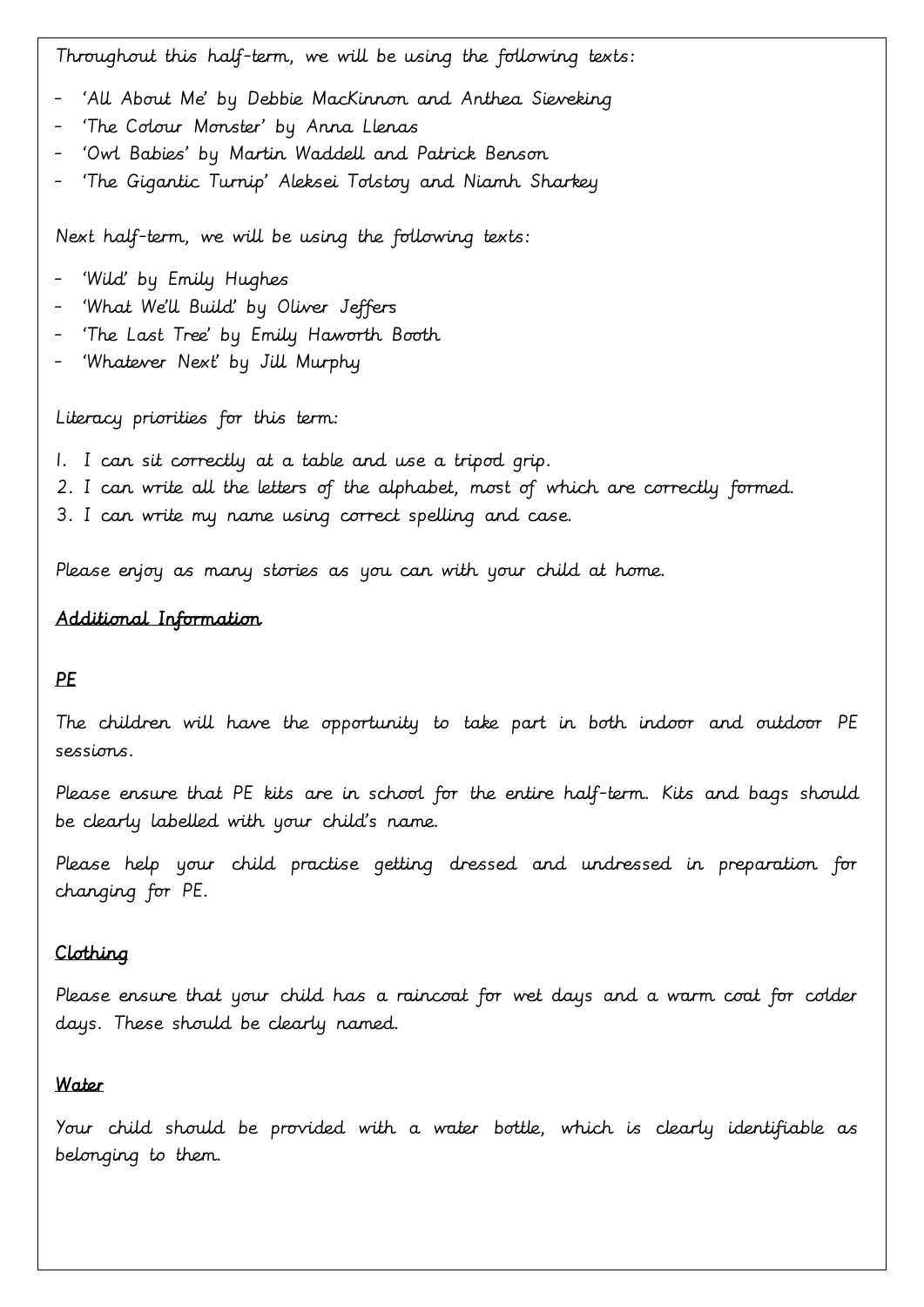Throughout this half-term, we will be using the following texts:

- 'All About Me' by Debbie MacKinnon and Anthea Sieveking
- 'The Colour Monster' by Anna Llenas
- 'Owl Babies' by Martin Waddell and Patrick Benson
- 'The Gigantic Turnip' Aleksei Tolstoy and Niamh Sharkey

Next half-term, we will be using the following texts:

- 'Wild' by Emily Hughes
- 'What We'll Build' by Oliver Jeffers
- 'The Last Tree' by Emily Haworth Booth
- 'Whatever Next' by Jill Murphy

Literacy priorities for this term:

1. I can sit correctly at a table and use a tripod grip.
2. I can write all the letters of the alphabet, most of which are correctly formed.
3. I can write my name using correct spelling and case.

Please enjoy as many stories as you can with your child at home.

## Additional Information

### PE

The children will have the opportunity to take part in both indoor and outdoor PE sessions.

Please ensure that PE kits are in school for the entire half-term. Kits and bags should be clearly labelled with your child's name.

Please help your child practise getting dressed and undressed in preparation for changing for PE.

### Clothing

Please ensure that your child has a raincoat for wet days and a warm coat for colder days. These should be clearly named.

### Water

Your child should be provided with a water bottle, which is clearly identifiable as belonging to them.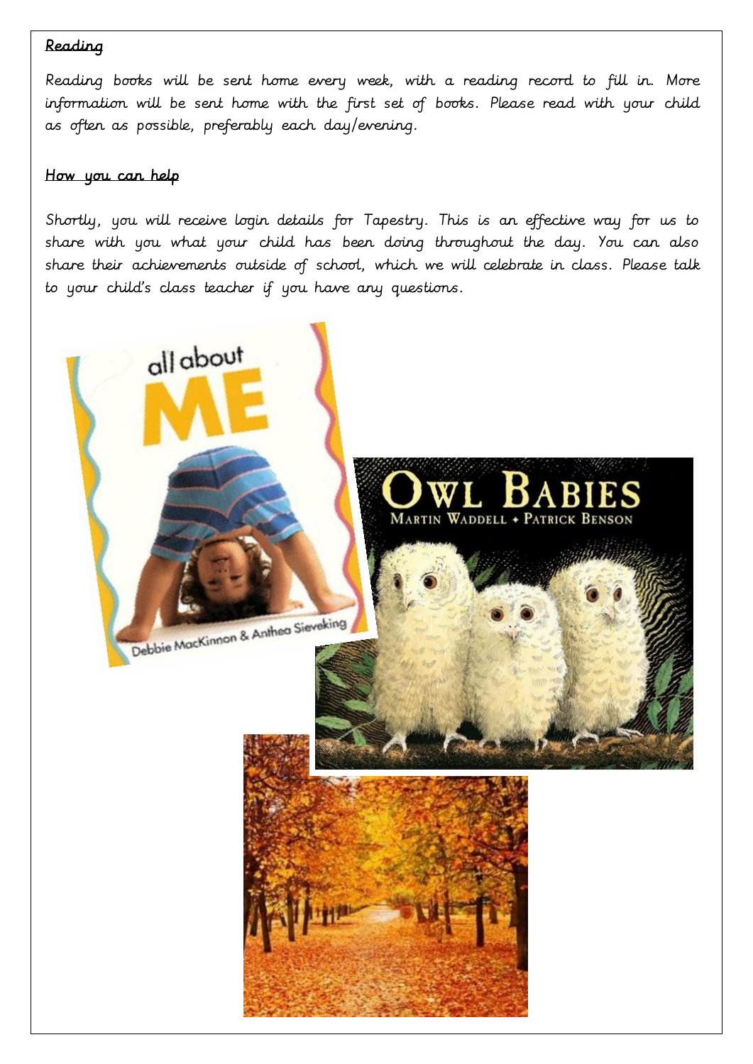## Reading

Reading books will be sent home every week, with a reading record to fill in. More information will be sent home with the first set of books. Please read with your child as often as possible, preferably each day/evening.

## How you can help

Shortly, you will receive login details for Tapestry. This is an effective way for us to share with you what your child has been doing throughout the day. You can also share their achievements outside of school, which we will celebrate in class. Please talk to your child's class teacher if you have any questions.